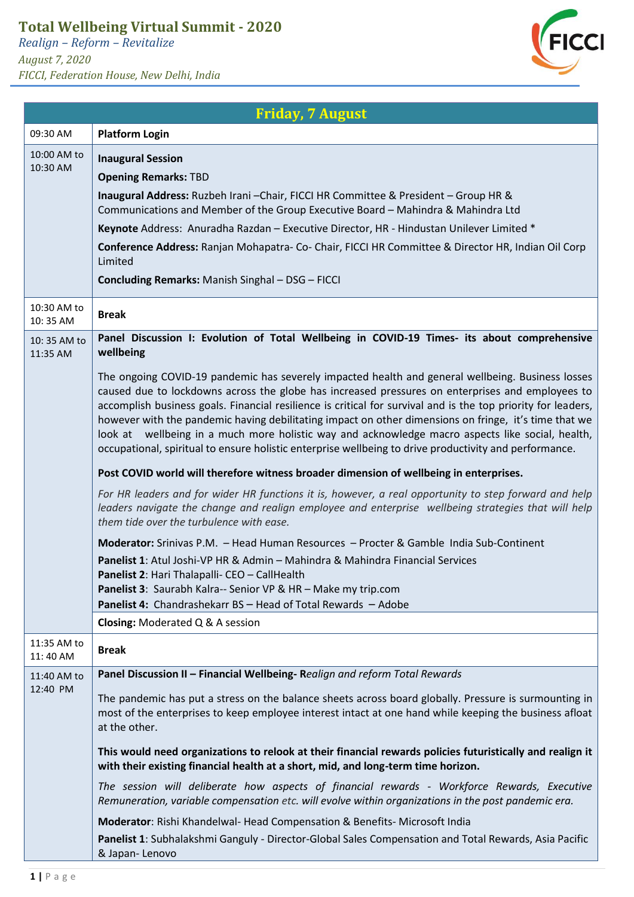# Total Wellbeing Virtual Summit - 2020

*Realign – Reform – Revitalize*

*August 7, 2020*

*FICCI, Federation House, New Delhi, India*

| **Friday, 7 August** | |
|---|---|
| 09:30 AM | **Platform Login** |
| 10:00 AM to 10:30 AM | **Inaugural Session**<br>**Opening Remarks:** TBD<br>**Inaugural Address:** Ruzbeh Irani –Chair, FICCI HR Committee & President – Group HR & Communications and Member of the Group Executive Board – Mahindra & Mahindra Ltd<br>**Keynote** Address: Anuradha Razdan – Executive Director, HR - Hindustan Unilever Limited *<br>**Conference Address:** Ranjan Mohapatra- Co- Chair, FICCI HR Committee & Director HR, Indian Oil Corp Limited<br>**Concluding Remarks:** Manish Singhal – DSG – FICCI |
| 10:30 AM to 10: 35 AM | **Break** |
| 10: 35 AM to 11:35 AM | **Panel Discussion I: Evolution of Total Wellbeing in COVID-19 Times- its about comprehensive wellbeing**<br>The ongoing COVID-19 pandemic has severely impacted health and general wellbeing. Business losses caused due to lockdowns across the globe has increased pressures on enterprises and employees to accomplish business goals. Financial resilience is critical for survival and is the top priority for leaders, however with the pandemic having debilitating impact on other dimensions on fringe, it's time that we look at wellbeing in a much more holistic way and acknowledge macro aspects like social, health, occupational, spiritual to ensure holistic enterprise wellbeing to drive productivity and performance.<br>**Post COVID world will therefore witness broader dimension of wellbeing in enterprises.**<br>*For HR leaders and for wider HR functions it is, however, a real opportunity to step forward and help leaders navigate the change and realign employee and enterprise wellbeing strategies that will help them tide over the turbulence with ease.*<br>**Moderator:** Srinivas P.M. – Head Human Resources – Procter & Gamble India Sub-Continent<br>**Panelist 1**: Atul Joshi-VP HR & Admin – Mahindra & Mahindra Financial Services<br>**Panelist 2**: Hari Thalapalli- CEO – CallHealth<br>**Panelist 3**: Saurabh Kalra-- Senior VP & HR – Make my trip.com<br>**Panelist 4:** Chandrashekarr BS – Head of Total Rewards – Adobe |
| | **Closing:** Moderated Q & A session |
| 11:35 AM to 11: 40 AM | **Break** |
| 11:40 AM to 12:40 PM | **Panel Discussion II – Financial Wellbeing- R***ealign and reform Total Rewards*<br>The pandemic has put a stress on the balance sheets across board globally. Pressure is surmounting in most of the enterprises to keep employee interest intact at one hand while keeping the business afloat at the other.<br>**This would need organizations to relook at their financial rewards policies futuristically and realign it with their existing financial health at a short, mid, and long-term time horizon.**<br>*The session will deliberate how aspects of financial rewards - Workforce Rewards, Executive Remuneration, variable compensation etc. will evolve within organizations in the post pandemic era.*<br>**Moderator**: Rishi Khandelwal- Head Compensation & Benefits- Microsoft India<br>**Panelist 1**: Subhalakshmi Ganguly - Director-Global Sales Compensation and Total Rewards, Asia Pacific & Japan- Lenovo |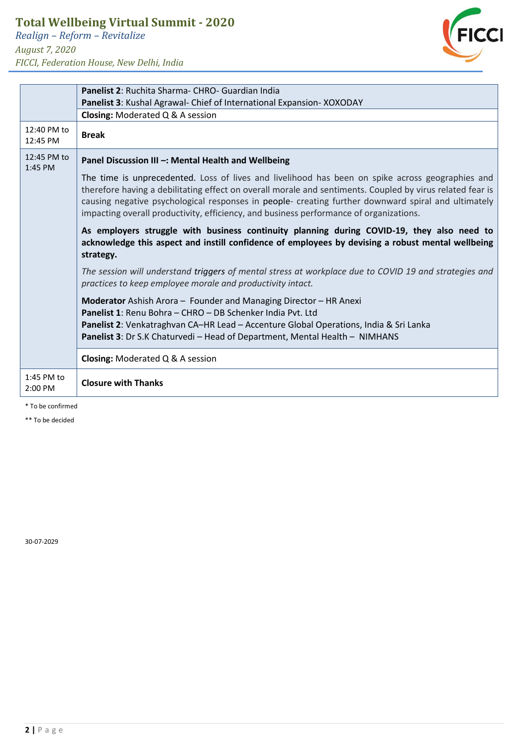| | |
|---|---|
| | **Panelist 2**: Ruchita Sharma- CHRO- Guardian India<br>**Panelist 3**: Kushal Agrawal- Chief of International Expansion- XOXODAY |
| | **Closing:** Moderated Q & A session |
| 12:40 PM to 12:45 PM | **Break** |
| 12:45 PM to 1:45 PM | **Panel Discussion III –: Mental Health and Wellbeing**<br><br>The time is unprecedented. Loss of lives and livelihood has been on spike across geographies and therefore having a debilitating effect on overall morale and sentiments. Coupled by virus related fear is causing negative psychological responses in people- creating further downward spiral and ultimately impacting overall productivity, efficiency, and business performance of organizations.<br><br>**As employers struggle with business continuity planning during COVID-19, they also need to acknowledge this aspect and instill confidence of employees by devising a robust mental wellbeing strategy.**<br><br>*The session will understand triggers of mental stress at workplace due to COVID 19 and strategies and practices to keep employee morale and productivity intact.*<br><br>**Moderator** Ashish Arora – Founder and Managing Director – HR Anexi<br>**Panelist 1**: Renu Bohra – CHRO – DB Schenker India Pvt. Ltd<br>**Panelist 2**: Venkatraghvan CA–HR Lead – Accenture Global Operations, India & Sri Lanka<br>**Panelist 3**: Dr S.K Chaturvedi – Head of Department, Mental Health – NIMHANS |
| | **Closing:** Moderated Q & A session |
| 1:45 PM to 2:00 PM | **Closure with Thanks** |

* To be confirmed

** To be decided

30-07-2029